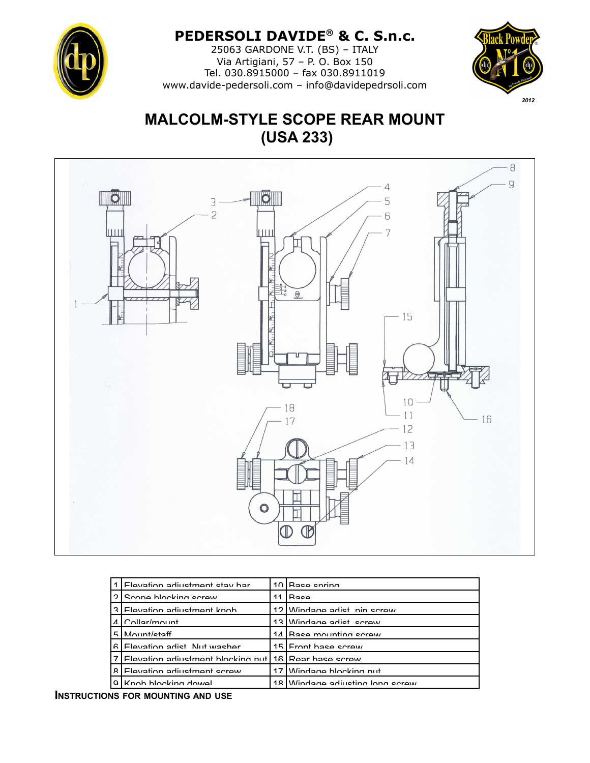# PEDERSOLI DAVIDE® & C. S.n.c.

25063 GARDONE V.T. (BS) – ITALY
Via Artigiani, 57 – P. O. Box 150
Tel. 030.8915000 – fax 030.8911019
www.davide-pedersoli.com – info@davidepedrsoli.com

2012

# MALCOLM-STYLE SCOPE REAR MOUNT (USA 233)

| | | | |
|---|---|---|---|
| 1 | Elevation adjustment stay bar | 10 | Base spring |
| 2 | Scope blocking screw | 11 | Base |
| 3 | Elevation adjustment knob | 12 | Windage adjst. pin screw |
| 4 | Collar/mount | 13 | Windage adjst. screw |
| 5 | Mount/staff | 14 | Base mounting screw |
| 6 | Elevation adjst. Nut washer | 15 | Front base screw |
| 7 | Elevation adjustment blocking nut | 16 | Rear base screw |
| 8 | Elevation adjustment screw | 17 | Windage blocking nut |
| 9 | Knob blocking dowel | 18 | Windage adjusting long screw |

**INSTRUCTIONS FOR MOUNTING AND USE**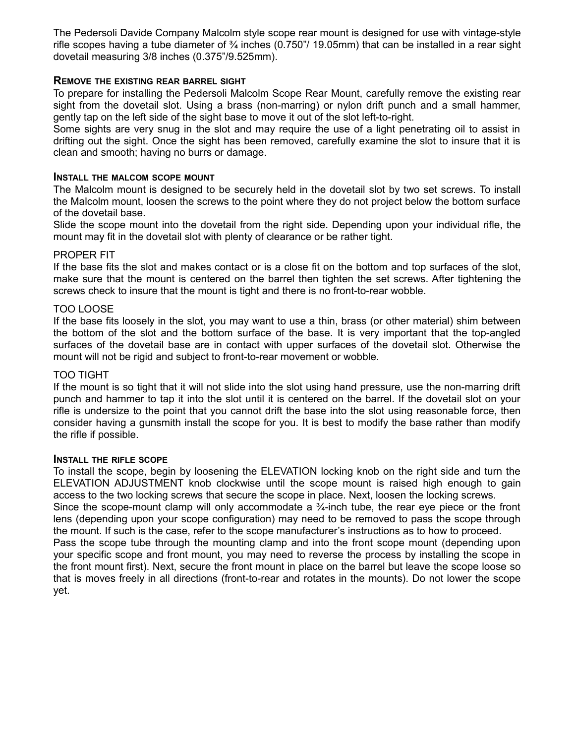The Pedersoli Davide Company Malcolm style scope rear mount is designed for use with vintage-style rifle scopes having a tube diameter of ¾ inches (0.750"/ 19.05mm) that can be installed in a rear sight dovetail measuring 3/8 inches (0.375"/9.525mm).

## Remove the existing rear barrel sight

To prepare for installing the Pedersoli Malcolm Scope Rear Mount, carefully remove the existing rear sight from the dovetail slot. Using a brass (non-marring) or nylon drift punch and a small hammer, gently tap on the left side of the sight base to move it out of the slot left-to-right.

Some sights are very snug in the slot and may require the use of a light penetrating oil to assist in drifting out the sight. Once the sight has been removed, carefully examine the slot to insure that it is clean and smooth; having no burrs or damage.

## Install the malcom scope mount

The Malcolm mount is designed to be securely held in the dovetail slot by two set screws. To install the Malcolm mount, loosen the screws to the point where they do not project below the bottom surface of the dovetail base.

Slide the scope mount into the dovetail from the right side. Depending upon your individual rifle, the mount may fit in the dovetail slot with plenty of clearance or be rather tight.

### PROPER FIT

If the base fits the slot and makes contact or is a close fit on the bottom and top surfaces of the slot, make sure that the mount is centered on the barrel then tighten the set screws. After tightening the screws check to insure that the mount is tight and there is no front-to-rear wobble.

### TOO LOOSE

If the base fits loosely in the slot, you may want to use a thin, brass (or other material) shim between the bottom of the slot and the bottom surface of the base. It is very important that the top-angled surfaces of the dovetail base are in contact with upper surfaces of the dovetail slot. Otherwise the mount will not be rigid and subject to front-to-rear movement or wobble.

### TOO TIGHT

If the mount is so tight that it will not slide into the slot using hand pressure, use the non-marring drift punch and hammer to tap it into the slot until it is centered on the barrel. If the dovetail slot on your rifle is undersize to the point that you cannot drift the base into the slot using reasonable force, then consider having a gunsmith install the scope for you. It is best to modify the base rather than modify the rifle if possible.

## Install the rifle scope

To install the scope, begin by loosening the ELEVATION locking knob on the right side and turn the ELEVATION ADJUSTMENT knob clockwise until the scope mount is raised high enough to gain access to the two locking screws that secure the scope in place. Next, loosen the locking screws.

Since the scope-mount clamp will only accommodate a ¾-inch tube, the rear eye piece or the front lens (depending upon your scope configuration) may need to be removed to pass the scope through the mount. If such is the case, refer to the scope manufacturer's instructions as to how to proceed.

Pass the scope tube through the mounting clamp and into the front scope mount (depending upon your specific scope and front mount, you may need to reverse the process by installing the scope in the front mount first). Next, secure the front mount in place on the barrel but leave the scope loose so that is moves freely in all directions (front-to-rear and rotates in the mounts). Do not lower the scope yet.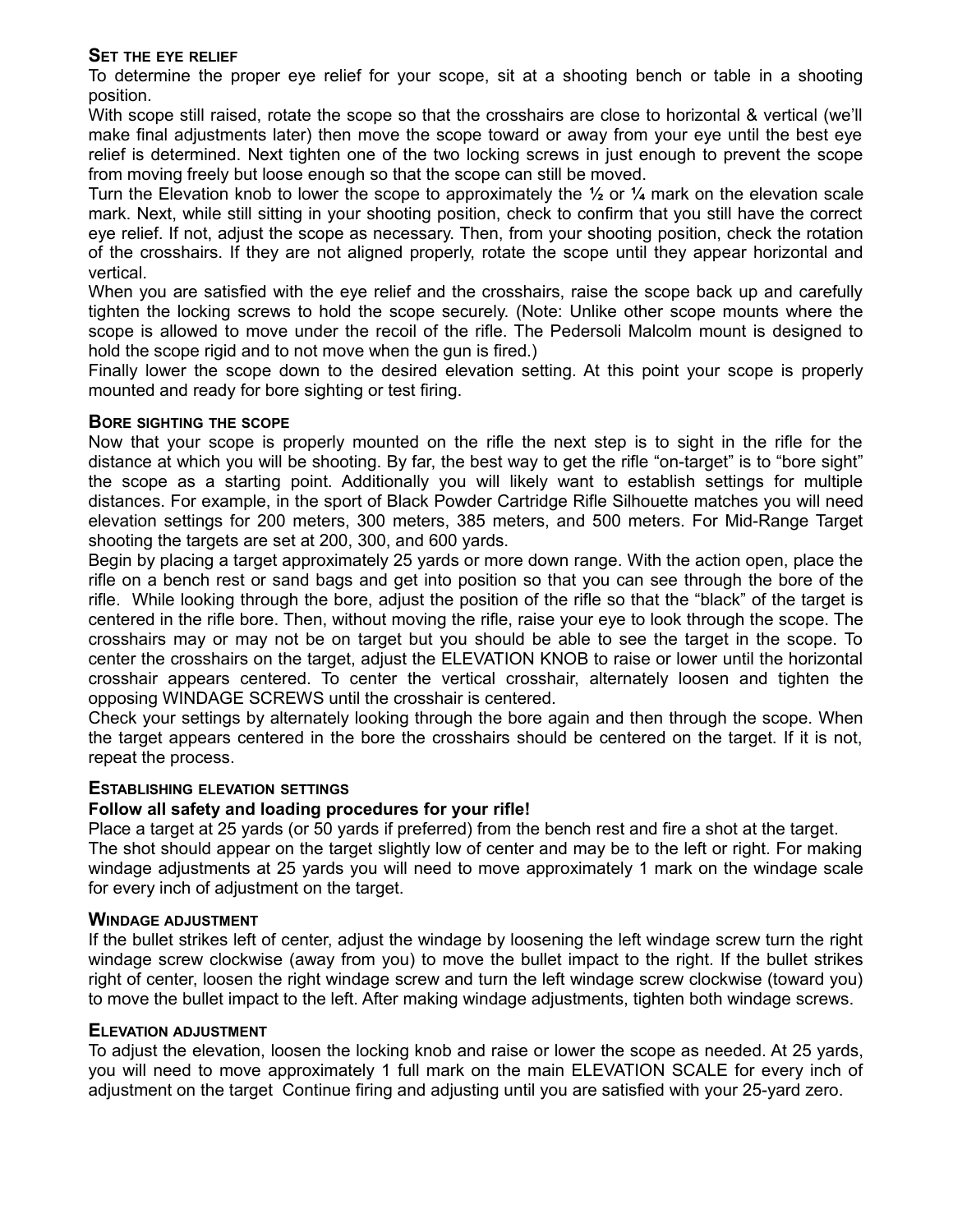### Set the eye relief

To determine the proper eye relief for your scope, sit at a shooting bench or table in a shooting position.

With scope still raised, rotate the scope so that the crosshairs are close to horizontal & vertical (we'll make final adjustments later) then move the scope toward or away from your eye until the best eye relief is determined. Next tighten one of the two locking screws in just enough to prevent the scope from moving freely but loose enough so that the scope can still be moved.

Turn the Elevation knob to lower the scope to approximately the ½ or ¼ mark on the elevation scale mark. Next, while still sitting in your shooting position, check to confirm that you still have the correct eye relief. If not, adjust the scope as necessary. Then, from your shooting position, check the rotation of the crosshairs. If they are not aligned properly, rotate the scope until they appear horizontal and vertical.

When you are satisfied with the eye relief and the crosshairs, raise the scope back up and carefully tighten the locking screws to hold the scope securely. (Note: Unlike other scope mounts where the scope is allowed to move under the recoil of the rifle. The Pedersoli Malcolm mount is designed to hold the scope rigid and to not move when the gun is fired.)

Finally lower the scope down to the desired elevation setting. At this point your scope is properly mounted and ready for bore sighting or test firing.

### Bore sighting the scope

Now that your scope is properly mounted on the rifle the next step is to sight in the rifle for the distance at which you will be shooting. By far, the best way to get the rifle "on-target" is to "bore sight" the scope as a starting point. Additionally you will likely want to establish settings for multiple distances. For example, in the sport of Black Powder Cartridge Rifle Silhouette matches you will need elevation settings for 200 meters, 300 meters, 385 meters, and 500 meters. For Mid-Range Target shooting the targets are set at 200, 300, and 600 yards.

Begin by placing a target approximately 25 yards or more down range. With the action open, place the rifle on a bench rest or sand bags and get into position so that you can see through the bore of the rifle. While looking through the bore, adjust the position of the rifle so that the "black" of the target is centered in the rifle bore. Then, without moving the rifle, raise your eye to look through the scope. The crosshairs may or may not be on target but you should be able to see the target in the scope. To center the crosshairs on the target, adjust the ELEVATION KNOB to raise or lower until the horizontal crosshair appears centered. To center the vertical crosshair, alternately loosen and tighten the opposing WINDAGE SCREWS until the crosshair is centered.

Check your settings by alternately looking through the bore again and then through the scope. When the target appears centered in the bore the crosshairs should be centered on the target. If it is not, repeat the process.

### Establishing elevation settings

**Follow all safety and loading procedures for your rifle!**

Place a target at 25 yards (or 50 yards if preferred) from the bench rest and fire a shot at the target. The shot should appear on the target slightly low of center and may be to the left or right. For making windage adjustments at 25 yards you will need to move approximately 1 mark on the windage scale for every inch of adjustment on the target.

### Windage adjustment

If the bullet strikes left of center, adjust the windage by loosening the left windage screw turn the right windage screw clockwise (away from you) to move the bullet impact to the right. If the bullet strikes right of center, loosen the right windage screw and turn the left windage screw clockwise (toward you) to move the bullet impact to the left. After making windage adjustments, tighten both windage screws.

### Elevation adjustment

To adjust the elevation, loosen the locking knob and raise or lower the scope as needed. At 25 yards, you will need to move approximately 1 full mark on the main ELEVATION SCALE for every inch of adjustment on the target Continue firing and adjusting until you are satisfied with your 25-yard zero.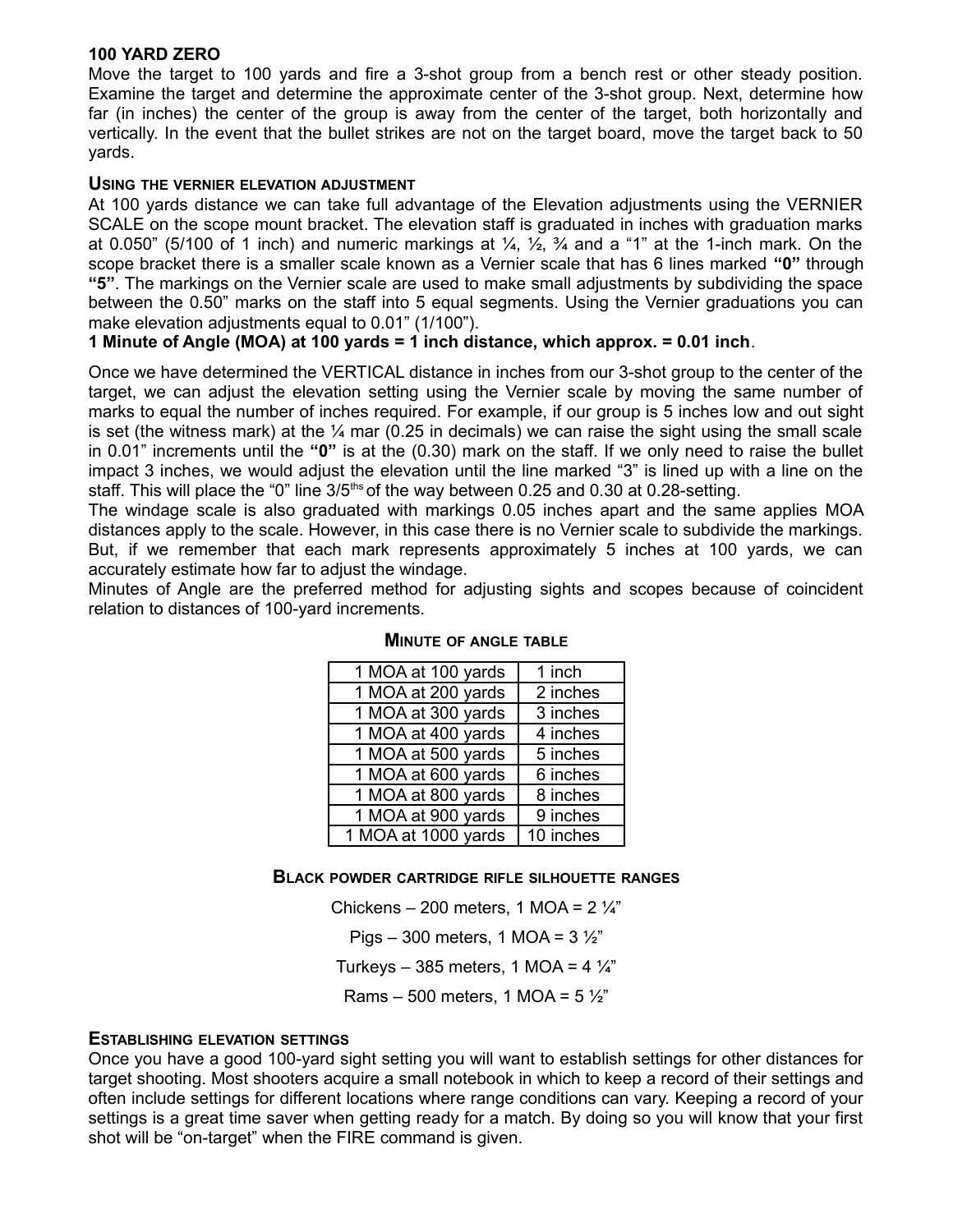### 100 YARD ZERO

Move the target to 100 yards and fire a 3-shot group from a bench rest or other steady position. Examine the target and determine the approximate center of the 3-shot group. Next, determine how far (in inches) the center of the group is away from the center of the target, both horizontally and vertically. In the event that the bullet strikes are not on the target board, move the target back to 50 yards.

### Using the vernier elevation adjustment

At 100 yards distance we can take full advantage of the Elevation adjustments using the VERNIER SCALE on the scope mount bracket. The elevation staff is graduated in inches with graduation marks at 0.050" (5/100 of 1 inch) and numeric markings at ¼, ½, ¾ and a "1" at the 1-inch mark. On the scope bracket there is a smaller scale known as a Vernier scale that has 6 lines marked **"0"** through **"5"**. The markings on the Vernier scale are used to make small adjustments by subdividing the space between the 0.50" marks on the staff into 5 equal segments. Using the Vernier graduations you can make elevation adjustments equal to 0.01" (1/100").

**1 Minute of Angle (MOA) at 100 yards = 1 inch distance, which approx. = 0.01 inch**.

Once we have determined the VERTICAL distance in inches from our 3-shot group to the center of the target, we can adjust the elevation setting using the Vernier scale by moving the same number of marks to equal the number of inches required. For example, if our group is 5 inches low and out sight is set (the witness mark) at the ¼ mar (0.25 in decimals) we can raise the sight using the small scale in 0.01" increments until the **"0"** is at the (0.30) mark on the staff. If we only need to raise the bullet impact 3 inches, we would adjust the elevation until the line marked "3" is lined up with a line on the staff. This will place the "0" line 3/5ths of the way between 0.25 and 0.30 at 0.28-setting.

The windage scale is also graduated with markings 0.05 inches apart and the same applies MOA distances apply to the scale. However, in this case there is no Vernier scale to subdivide the markings. But, if we remember that each mark represents approximately 5 inches at 100 yards, we can accurately estimate how far to adjust the windage.

Minutes of Angle are the preferred method for adjusting sights and scopes because of coincident relation to distances of 100-yard increments.

### Minute of angle table

| | |
|---|---|
| 1 MOA at 100 yards | 1 inch |
| 1 MOA at 200 yards | 2 inches |
| 1 MOA at 300 yards | 3 inches |
| 1 MOA at 400 yards | 4 inches |
| 1 MOA at 500 yards | 5 inches |
| 1 MOA at 600 yards | 6 inches |
| 1 MOA at 800 yards | 8 inches |
| 1 MOA at 900 yards | 9 inches |
| 1 MOA at 1000 yards | 10 inches |

### Black powder cartridge rifle silhouette ranges

Chickens – 200 meters, 1 MOA = 2 ¼"

Pigs – 300 meters, 1 MOA = 3 ½"

Turkeys – 385 meters, 1 MOA = 4 ¼"

Rams – 500 meters, 1 MOA = 5 ½"

### Establishing elevation settings

Once you have a good 100-yard sight setting you will want to establish settings for other distances for target shooting. Most shooters acquire a small notebook in which to keep a record of their settings and often include settings for different locations where range conditions can vary. Keeping a record of your settings is a great time saver when getting ready for a match. By doing so you will know that your first shot will be "on-target" when the FIRE command is given.